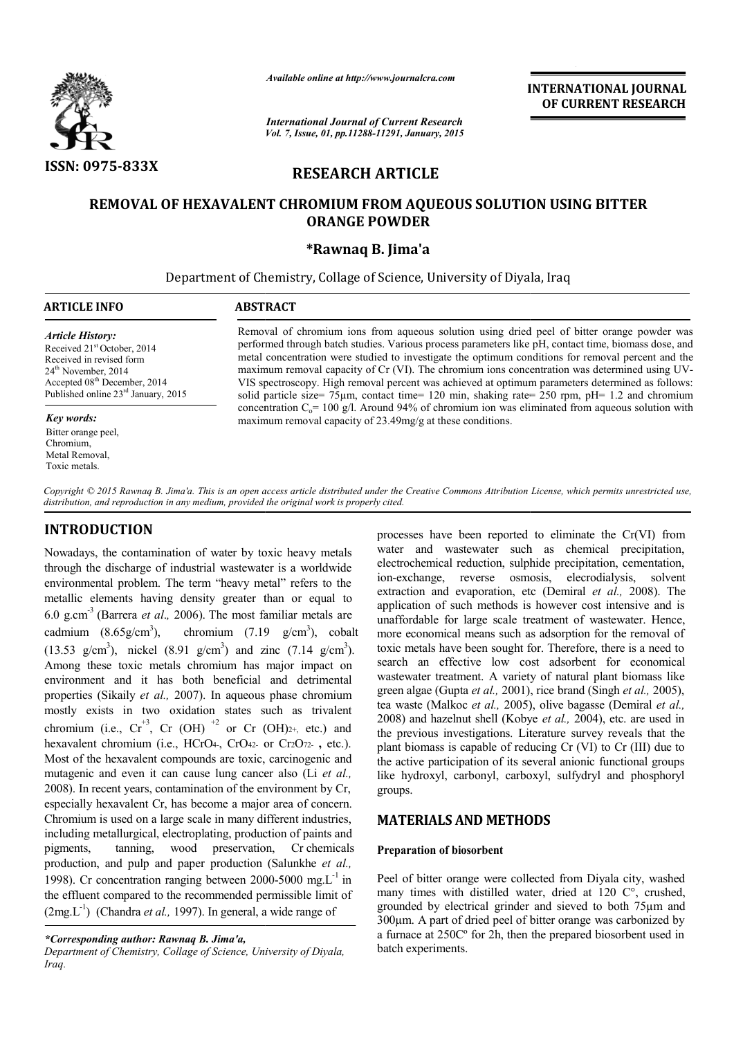ISSN: 0975-833X

*Available online at http://www.journalcra.com*

*International Journal of Current Research*
*Vol. 7, Issue, 01, pp.11288-11291, January, 2015*

**INTERNATIONAL JOURNAL OF CURRENT RESEARCH**

## RESEARCH ARTICLE

# REMOVAL OF HEXAVALENT CHROMIUM FROM AQUEOUS SOLUTION USING BITTER ORANGE POWDER

**\*Rawnaq B. Jima'a**

Department of Chemistry, Collage of Science, University of Diyala, Iraq

**ARTICLE INFO**

*Article History:*
Received 21st October, 2014
Received in revised form
24th November, 2014
Accepted 08th December, 2014
Published online 23rd January, 2015

*Key words:*
Bitter orange peel,
Chromium,
Metal Removal,
Toxic metals.

**ABSTRACT**

Removal of chromium ions from aqueous solution using dried peel of bitter orange powder was performed through batch studies. Various process parameters like pH, contact time, biomass dose, and metal concentration were studied to investigate the optimum conditions for removal percent and the maximum removal capacity of Cr (VI). The chromium ions concentration was determined using UV-VIS spectroscopy. High removal percent was achieved at optimum parameters determined as follows: solid particle size= 75μm, contact time= 120 min, shaking rate= 250 rpm, pH= 1.2 and chromium concentration $C_o$= 100 g/l. Around 94% of chromium ion was eliminated from aqueous solution with maximum removal capacity of 23.49mg/g at these conditions.

*Copyright © 2015 Rawnaq B. Jima'a. This is an open access article distributed under the Creative Commons Attribution License, which permits unrestricted use, distribution, and reproduction in any medium, provided the original work is properly cited.*

## INTRODUCTION

Nowadays, the contamination of water by toxic heavy metals through the discharge of industrial wastewater is a worldwide environmental problem. The term "heavy metal" refers to the metallic elements having density greater than or equal to 6.0 $g.cm^{-3}$ (Barrera *et al.,* 2006). The most familiar metals are cadmium (8.65$g/cm^3$), chromium (7.19 $g/cm^3$), cobalt (13.53 $g/cm^3$), nickel (8.91 $g/cm^3$) and zinc (7.14 $g/cm^3$). Among these toxic metals chromium has major impact on environment and it has both beneficial and detrimental properties (Sikaily *et al.,* 2007). In aqueous phase chromium mostly exists in two oxidation states such as trivalent chromium (i.e., $Cr^{+3}$, $Cr(OH)^{+2}$ or $Cr(OH)_{2+}$, etc.) and hexavalent chromium (i.e., $HCrO_{4-}$, $CrO_{42-}$ or $Cr_2O_{72-}$ , etc.). Most of the hexavalent compounds are toxic, carcinogenic and mutagenic and even it can cause lung cancer also (Li *et al.,* 2008). In recent years, contamination of the environment by Cr, especially hexavalent Cr, has become a major area of concern. Chromium is used on a large scale in many different industries, including metallurgical, electroplating, production of paints and pigments, tanning, wood preservation, Cr chemicals production, and pulp and paper production (Salunkhe *et al.,* 1998). Cr concentration ranging between 2000-5000 $mg.L^{-1}$ in the effluent compared to the recommended permissible limit of ($2mg.L^{-1}$) (Chandra *et al.,* 1997). In general, a wide range of processes have been reported to eliminate the Cr(VI) from water and wastewater such as chemical precipitation, electrochemical reduction, sulphide precipitation, cementation, ion-exchange, reverse osmosis, elecrodialysis, solvent extraction and evaporation, etc (Demiral *et al.,* 2008). The application of such methods is however cost intensive and is unaffordable for large scale treatment of wastewater. Hence, more economical means such as adsorption for the removal of toxic metals have been sought for. Therefore, there is a need to search an effective low cost adsorbent for economical wastewater treatment. A variety of natural plant biomass like green algae (Gupta *et al.,* 2001), rice brand (Singh *et al.,* 2005), tea waste (Malkoc *et al.,* 2005), olive bagasse (Demiral *et al.,* 2008) and hazelnut shell (Kobye *et al.,* 2004), etc. are used in the previous investigations. Literature survey reveals that the plant biomass is capable of reducing Cr (VI) to Cr (III) due to the active participation of its several anionic functional groups like hydroxyl, carbonyl, carboxyl, sulfydryl and phosphoryl groups.

## MATERIALS AND METHODS

### Preparation of biosorbent

Peel of bitter orange were collected from Diyala city, washed many times with distilled water, dried at 120 C°, crushed, grounded by electrical grinder and sieved to both 75μm and 300μm. A part of dried peel of bitter orange was carbonized by a furnace at 250Cº for 2h, then the prepared biosorbent used in batch experiments.

*\*Corresponding author: Rawnaq B. Jima'a,*
*Department of Chemistry, Collage of Science, University of Diyala, Iraq.*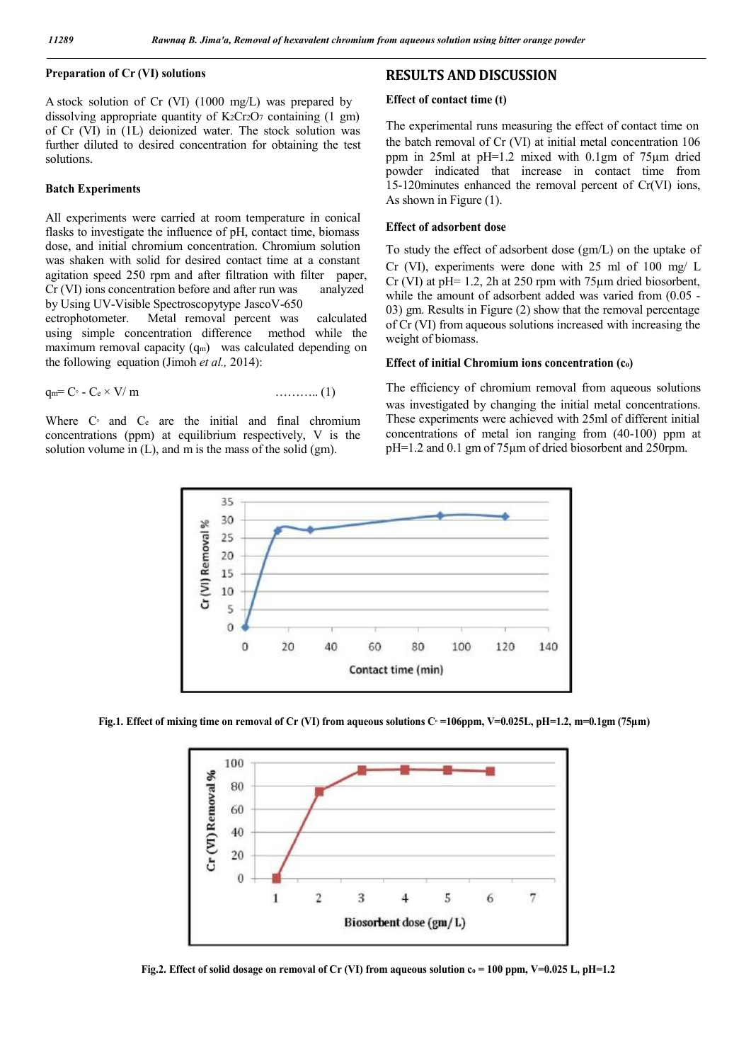### Preparation of Cr (VI) solutions

A stock solution of Cr (VI) (1000 mg/L) was prepared by dissolving appropriate quantity of $K_2Cr_2O_7$ containing (1 gm) of Cr (VI) in (1L) deionized water. The stock solution was further diluted to desired concentration for obtaining the test solutions.

### Batch Experiments

All experiments were carried at room temperature in conical flasks to investigate the influence of pH, contact time, biomass dose, and initial chromium concentration. Chromium solution was shaken with solid for desired contact time at a constant agitation speed 250 rpm and after filtration with filter paper, Cr (VI) ions concentration before and after run was analyzed by Using UV-Visible Spectroscopytype JascoV-650 ectrophotometer. Metal removal percent was calculated using simple concentration difference method while the maximum removal capacity ($q_m$) was calculated depending on the following equation (Jimoh *et al.,* 2014):

$$q_m = C_\circ - C_e \times V/ m \qquad \text{……….. (1)}$$

Where $C_\circ$ and $C_e$ are the initial and final chromium concentrations (ppm) at equilibrium respectively, V is the solution volume in (L), and m is the mass of the solid (gm).

## RESULTS AND DISCUSSION

### Effect of contact time (t)

The experimental runs measuring the effect of contact time on the batch removal of Cr (VI) at initial metal concentration 106 ppm in 25ml at pH=1.2 mixed with 0.1gm of 75µm dried powder indicated that increase in contact time from 15-120minutes enhanced the removal percent of Cr(VI) ions, As shown in Figure (1).

### Effect of adsorbent dose

To study the effect of adsorbent dose (gm/L) on the uptake of Cr (VI), experiments were done with 25 ml of 100 mg/ L Cr (VI) at pH= 1.2, 2h at 250 rpm with 75µm dried biosorbent, while the amount of adsorbent added was varied from (0.05 - 03) gm. Results in Figure (2) show that the removal percentage of Cr (VI) from aqueous solutions increased with increasing the weight of biomass.

### Effect of initial Chromium ions concentration ($c_o$)

The efficiency of chromium removal from aqueous solutions was investigated by changing the initial metal concentrations. These experiments were achieved with 25ml of different initial concentrations of metal ion ranging from (40-100) ppm at pH=1.2 and 0.1 gm of 75µm of dried biosorbent and 250rpm.

**Fig.1. Effect of mixing time on removal of Cr (VI) from aqueous solutions $C_\circ$ =106ppm, V=0.025L, pH=1.2, m=0.1gm (75µm)**

**Fig.2. Effect of solid dosage on removal of Cr (VI) from aqueous solution $c_o$ = 100 ppm, V=0.025 L, pH=1.2**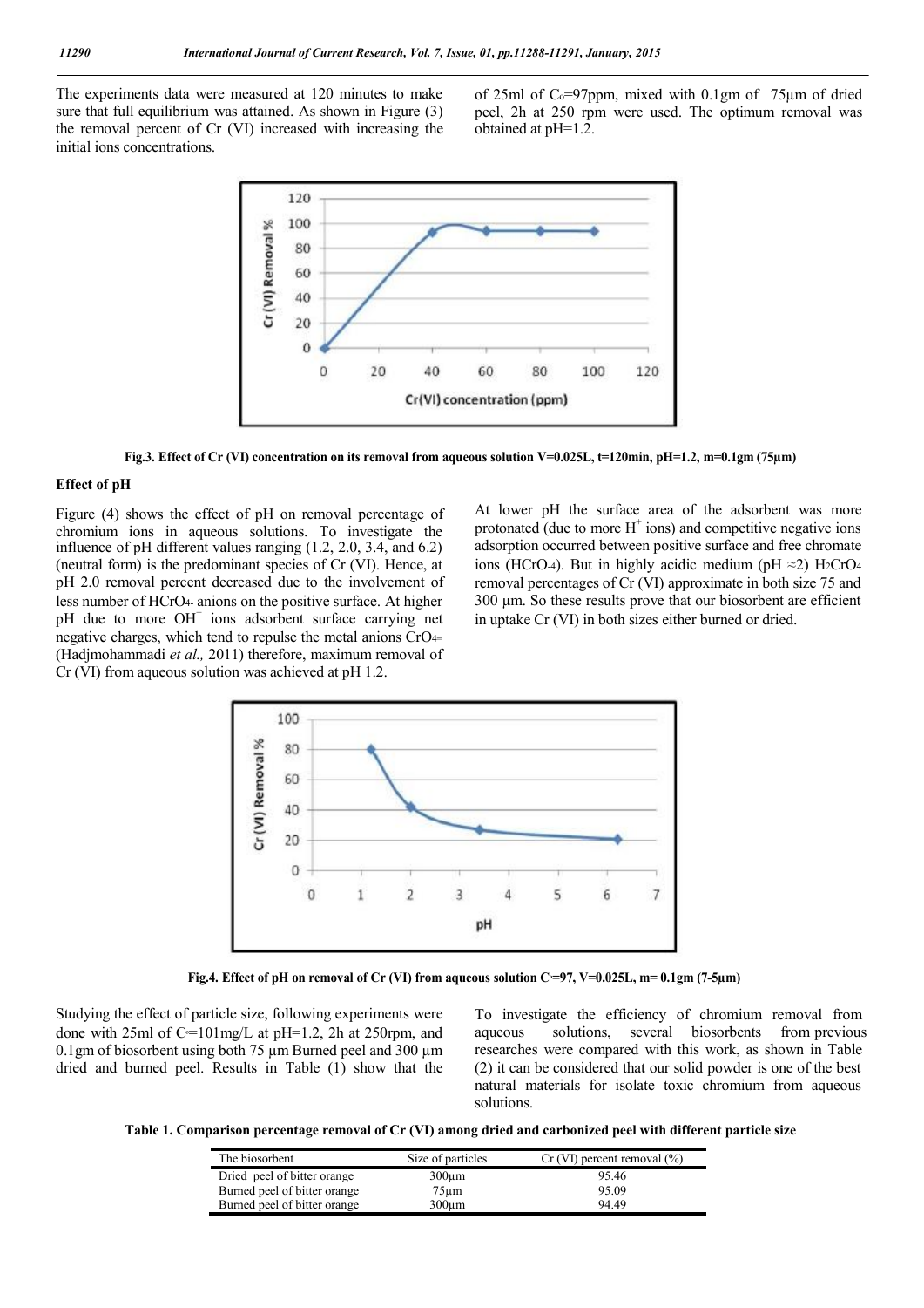The experiments data were measured at 120 minutes to make sure that full equilibrium was attained. As shown in Figure (3) the removal percent of Cr (VI) increased with increasing the initial ions concentrations.

of 25ml of $C_o$=97ppm, mixed with 0.1gm of 75µm of dried peel, 2h at 250 rpm were used. The optimum removal was obtained at pH=1.2.

**Fig.3. Effect of Cr (VI) concentration on its removal from aqueous solution V=0.025L, t=120min, pH=1.2, m=0.1gm (75µm)**

### Effect of pH

Figure (4) shows the effect of pH on removal percentage of chromium ions in aqueous solutions. To investigate the influence of pH different values ranging (1.2, 2.0, 3.4, and 6.2) (neutral form) is the predominant species of Cr (VI). Hence, at pH 2.0 removal percent decreased due to the involvement of less number of $HCrO_4^-$ anions on the positive surface. At higher pH due to more $OH^-$ ions adsorbent surface carrying net negative charges, which tend to repulse the metal anions $CrO_4^{=}$ (Hadjmohammadi *et al.,* 2011) therefore, maximum removal of Cr (VI) from aqueous solution was achieved at pH 1.2.

At lower pH the surface area of the adsorbent was more protonated (due to more $H^+$ ions) and competitive negative ions adsorption occurred between positive surface and free chromate ions ($HCrO_4^-$). But in highly acidic medium (pH ≈2) $H_2CrO_4$ removal percentages of Cr (VI) approximate in both size 75 and 300 µm. So these results prove that our biosorbent are efficient in uptake Cr (VI) in both sizes either burned or dried.

**Fig.4. Effect of pH on removal of Cr (VI) from aqueous solution $C_o$=97, V=0.025L, m= 0.1gm (7-5µm)**

Studying the effect of particle size, following experiments were done with 25ml of $C_o$=101mg/L at pH=1.2, 2h at 250rpm, and 0.1gm of biosorbent using both 75 µm Burned peel and 300 µm dried and burned peel. Results in Table (1) show that the

To investigate the efficiency of chromium removal from aqueous solutions, several biosorbents from previous researches were compared with this work, as shown in Table (2) it can be considered that our solid powder is one of the best natural materials for isolate toxic chromium from aqueous solutions.

**Table 1. Comparison percentage removal of Cr (VI) among dried and carbonized peel with different particle size**

| The biosorbent | Size of particles | Cr (VI) percent removal (%) |
|---|---|---|
| Dried peel of bitter orange | 300µm | 95.46 |
| Burned peel of bitter orange | 75µm | 95.09 |
| Burned peel of bitter orange | 300µm | 94.49 |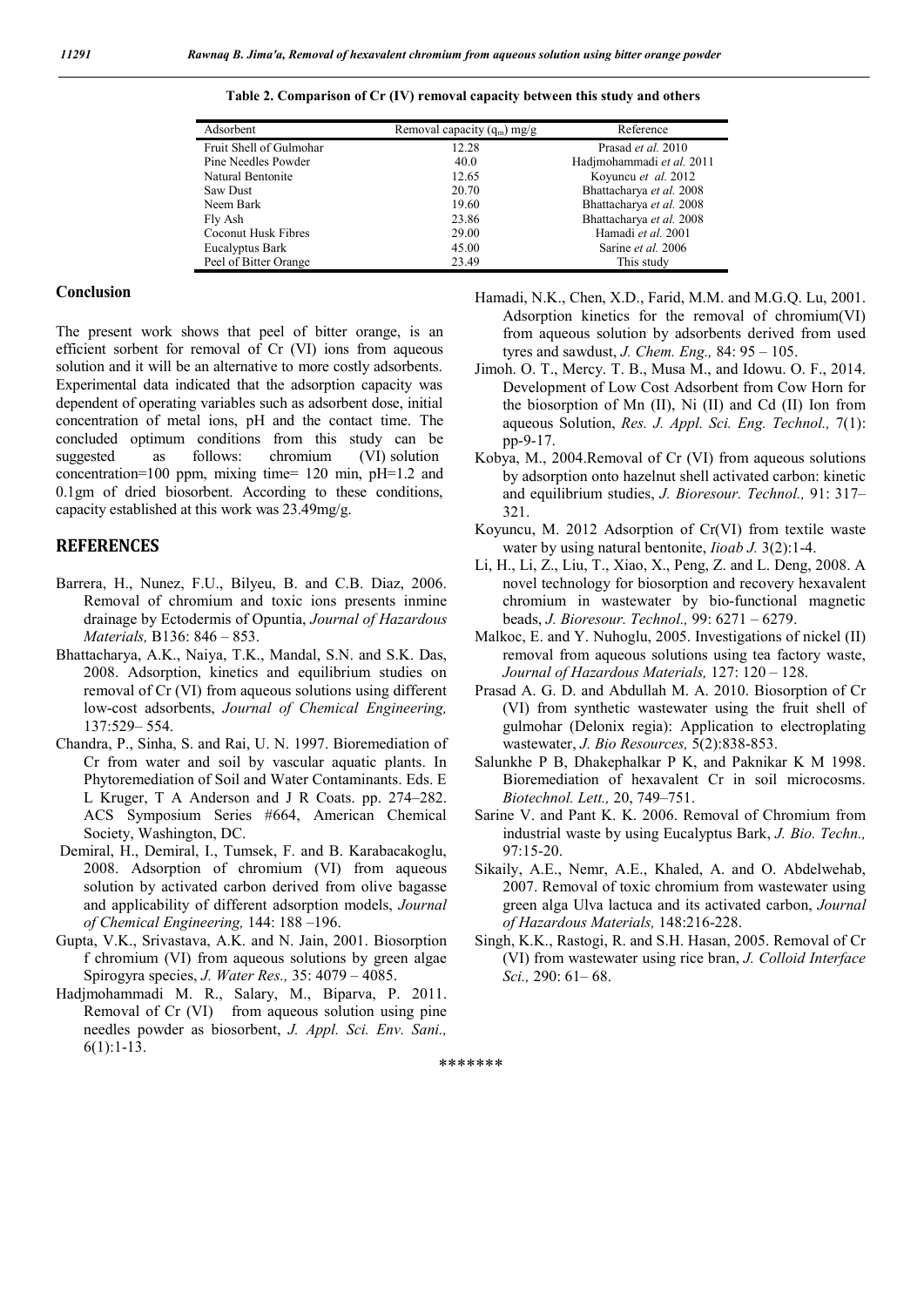**Table 2. Comparison of Cr (IV) removal capacity between this study and others**

| Adsorbent | Removal capacity ($q_m$) mg/g | Reference |
|---|---|---|
| Fruit Shell of Gulmohar | 12.28 | Prasad *et al.* 2010 |
| Pine Needles Powder | 40.0 | Hadjmohammadi *et al.* 2011 |
| Natural Bentonite | 12.65 | Koyuncu *et al.* 2012 |
| Saw Dust | 20.70 | Bhattacharya *et al.* 2008 |
| Neem Bark | 19.60 | Bhattacharya *et al.* 2008 |
| Fly Ash | 23.86 | Bhattacharya *et al.* 2008 |
| Coconut Husk Fibres | 29.00 | Hamadi *et al.* 2001 |
| Eucalyptus Bark | 45.00 | Sarine *et al.* 2006 |
| Peel of Bitter Orange | 23.49 | This study |

## Conclusion

The present work shows that peel of bitter orange, is an efficient sorbent for removal of Cr (VI) ions from aqueous solution and it will be an alternative to more costly adsorbents. Experimental data indicated that the adsorption capacity was dependent of operating variables such as adsorbent dose, initial concentration of metal ions, pH and the contact time. The concluded optimum conditions from this study can be suggested as follows: chromium (VI) solution concentration=100 ppm, mixing time= 120 min, pH=1.2 and 0.1gm of dried biosorbent. According to these conditions, capacity established at this work was 23.49mg/g.

## REFERENCES

- Barrera, H., Nunez, F.U., Bilyeu, B. and C.B. Diaz, 2006. Removal of chromium and toxic ions presents inmine drainage by Ectodermis of Opuntia, *Journal of Hazardous Materials,* B136: 846 – 853.
- Bhattacharya, A.K., Naiya, T.K., Mandal, S.N. and S.K. Das, 2008. Adsorption, kinetics and equilibrium studies on removal of Cr (VI) from aqueous solutions using different low-cost adsorbents, *Journal of Chemical Engineering,* 137:529– 554.
- Chandra, P., Sinha, S. and Rai, U. N. 1997. Bioremediation of Cr from water and soil by vascular aquatic plants. In Phytoremediation of Soil and Water Contaminants. Eds. E L Kruger, T A Anderson and J R Coats. pp. 274–282. ACS Symposium Series #664, American Chemical Society, Washington, DC.
- Demiral, H., Demiral, I., Tumsek, F. and B. Karabacakoglu, 2008. Adsorption of chromium (VI) from aqueous solution by activated carbon derived from olive bagasse and applicability of different adsorption models, *Journal of Chemical Engineering,* 144: 188 –196.
- Gupta, V.K., Srivastava, A.K. and N. Jain, 2001. Biosorption f chromium (VI) from aqueous solutions by green algae Spirogyra species, *J. Water Res.,* 35: 4079 – 4085.
- Hadjmohammadi M. R., Salary, M., Biparva, P. 2011. Removal of Cr (VI) from aqueous solution using pine needles powder as biosorbent, *J. Appl. Sci. Env. Sani.,* 6(1):1-13.
- Hamadi, N.K., Chen, X.D., Farid, M.M. and M.G.Q. Lu, 2001. Adsorption kinetics for the removal of chromium(VI) from aqueous solution by adsorbents derived from used tyres and sawdust, *J. Chem. Eng.,* 84: 95 – 105.
- Jimoh. O. T., Mercy. T. B., Musa M., and Idowu. O. F., 2014. Development of Low Cost Adsorbent from Cow Horn for the biosorption of Mn (II), Ni (II) and Cd (II) Ion from aqueous Solution, *Res. J. Appl. Sci. Eng. Technol.,* 7(1): pp-9-17.
- Kobya, M., 2004.Removal of Cr (VI) from aqueous solutions by adsorption onto hazelnut shell activated carbon: kinetic and equilibrium studies, *J. Bioresour. Technol.,* 91: 317–321.
- Koyuncu, M. 2012 Adsorption of Cr(VI) from textile waste water by using natural bentonite, *Iioab J.* 3(2):1-4.
- Li, H., Li, Z., Liu, T., Xiao, X., Peng, Z. and L. Deng, 2008. A novel technology for biosorption and recovery hexavalent chromium in wastewater by bio-functional magnetic beads, *J. Bioresour. Technol.,* 99: 6271 – 6279.
- Malkoc, E. and Y. Nuhoglu, 2005. Investigations of nickel (II) removal from aqueous solutions using tea factory waste, *Journal of Hazardous Materials,* 127: 120 – 128.
- Prasad A. G. D. and Abdullah M. A. 2010. Biosorption of Cr (VI) from synthetic wastewater using the fruit shell of gulmohar (Delonix regia): Application to electroplating wastewater, *J. Bio Resources,* 5(2):838-853.
- Salunkhe P B, Dhakephalkar P K, and Paknikar K M 1998. Bioremediation of hexavalent Cr in soil microcosms. *Biotechnol. Lett.,* 20, 749–751.
- Sarine V. and Pant K. K. 2006. Removal of Chromium from industrial waste by using Eucalyptus Bark, *J. Bio. Techn.,* 97:15-20.
- Sikaily, A.E., Nemr, A.E., Khaled, A. and O. Abdelwehab, 2007. Removal of toxic chromium from wastewater using green alga Ulva lactuca and its activated carbon, *Journal of Hazardous Materials,* 148:216-228.
- Singh, K.K., Rastogi, R. and S.H. Hasan, 2005. Removal of Cr (VI) from wastewater using rice bran, *J. Colloid Interface Sci.,* 290: 61– 68.

*******